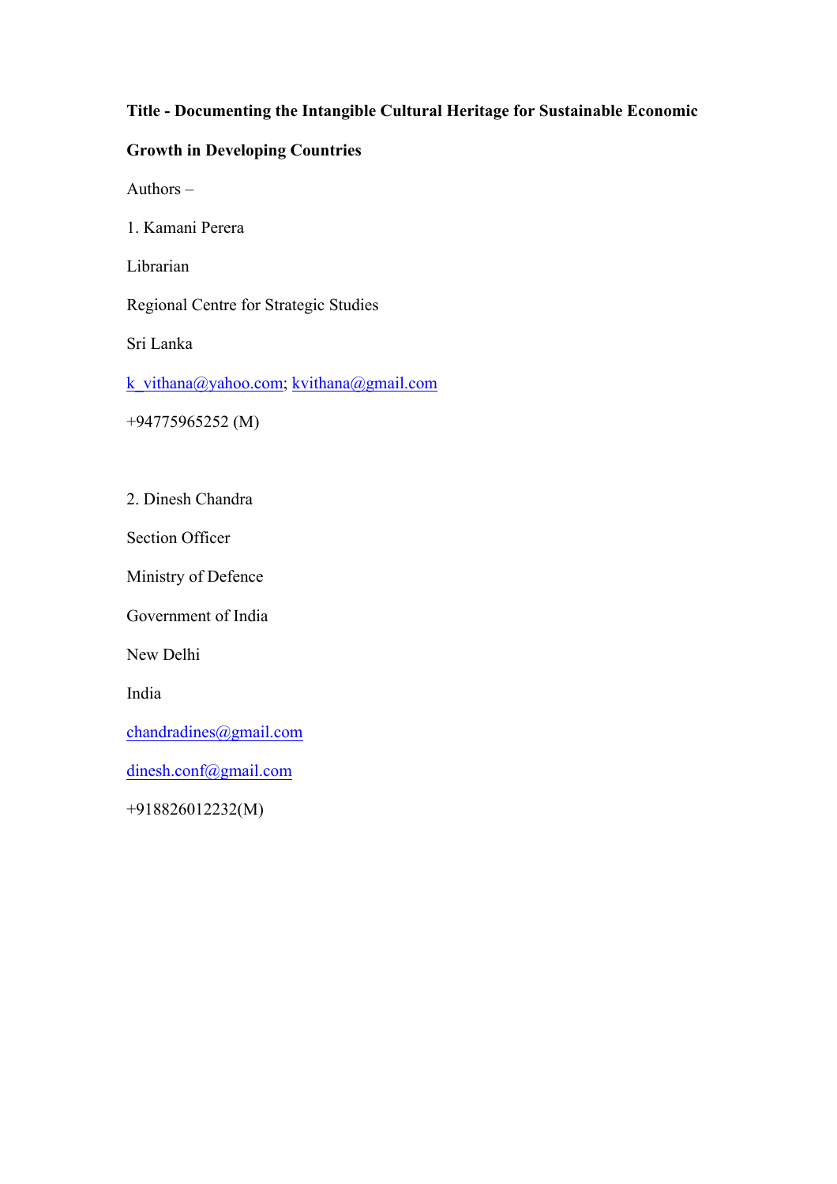**Title - Documenting the Intangible Cultural Heritage for Sustainable Economic Growth in Developing Countries**

Authors –

1. Kamani Perera

Librarian

Regional Centre for Strategic Studies

Sri Lanka

k_vithana@yahoo.com; kvithana@gmail.com

+94775965252 (M)

2. Dinesh Chandra

Section Officer

Ministry of Defence

Government of India

New Delhi

India

chandradines@gmail.com

dinesh.conf@gmail.com

+918826012232(M)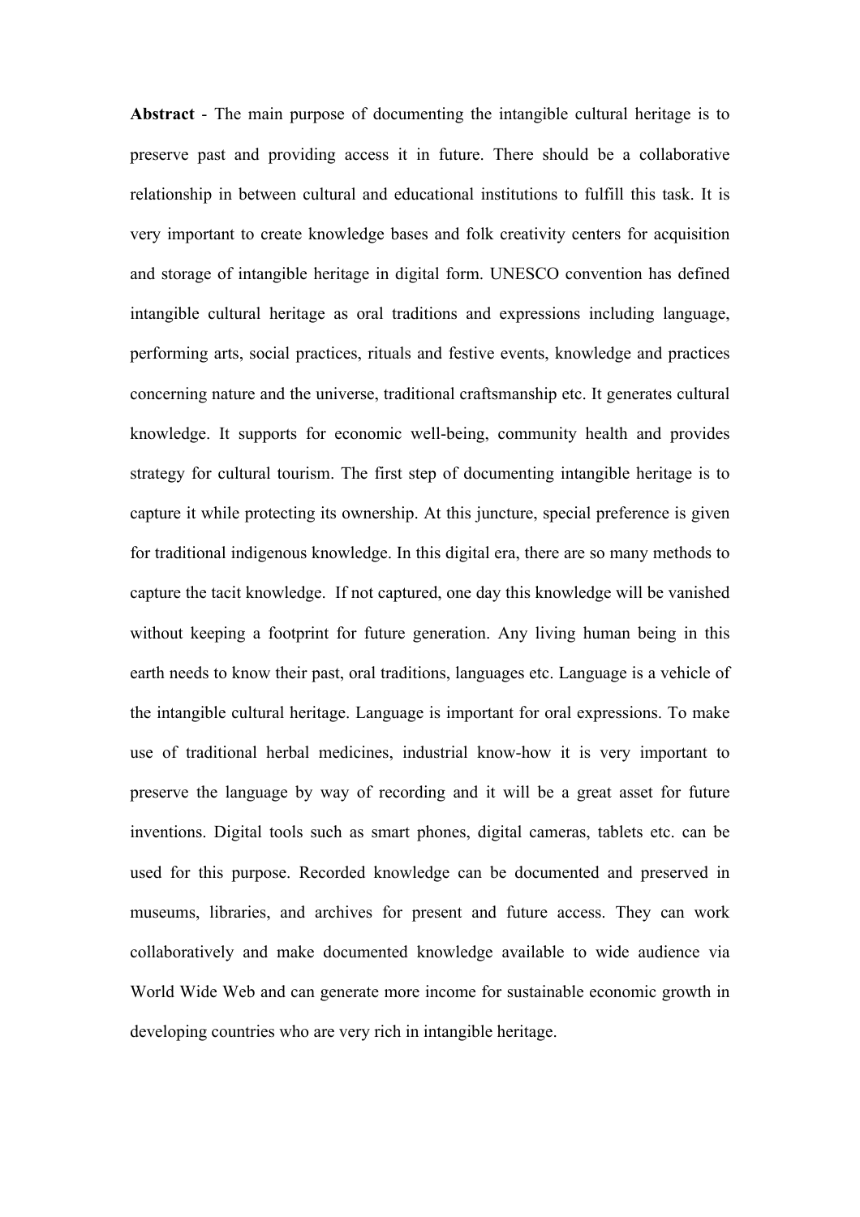**Abstract** - The main purpose of documenting the intangible cultural heritage is to preserve past and providing access it in future. There should be a collaborative relationship in between cultural and educational institutions to fulfill this task. It is very important to create knowledge bases and folk creativity centers for acquisition and storage of intangible heritage in digital form. UNESCO convention has defined intangible cultural heritage as oral traditions and expressions including language, performing arts, social practices, rituals and festive events, knowledge and practices concerning nature and the universe, traditional craftsmanship etc. It generates cultural knowledge. It supports for economic well-being, community health and provides strategy for cultural tourism. The first step of documenting intangible heritage is to capture it while protecting its ownership. At this juncture, special preference is given for traditional indigenous knowledge. In this digital era, there are so many methods to capture the tacit knowledge. If not captured, one day this knowledge will be vanished without keeping a footprint for future generation. Any living human being in this earth needs to know their past, oral traditions, languages etc. Language is a vehicle of the intangible cultural heritage. Language is important for oral expressions. To make use of traditional herbal medicines, industrial know-how it is very important to preserve the language by way of recording and it will be a great asset for future inventions. Digital tools such as smart phones, digital cameras, tablets etc. can be used for this purpose. Recorded knowledge can be documented and preserved in museums, libraries, and archives for present and future access. They can work collaboratively and make documented knowledge available to wide audience via World Wide Web and can generate more income for sustainable economic growth in developing countries who are very rich in intangible heritage.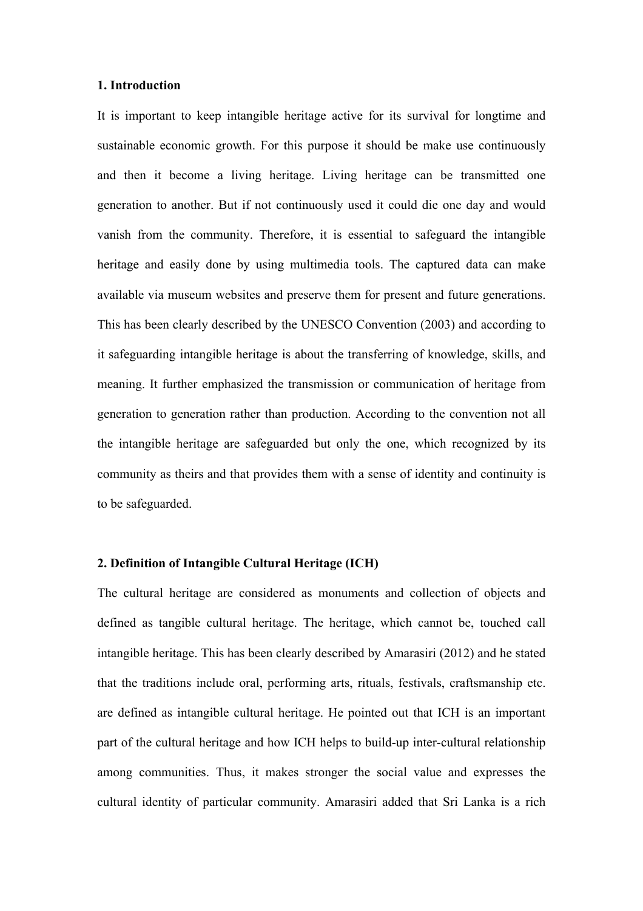## 1. Introduction

It is important to keep intangible heritage active for its survival for longtime and sustainable economic growth. For this purpose it should be make use continuously and then it become a living heritage. Living heritage can be transmitted one generation to another. But if not continuously used it could die one day and would vanish from the community. Therefore, it is essential to safeguard the intangible heritage and easily done by using multimedia tools. The captured data can make available via museum websites and preserve them for present and future generations. This has been clearly described by the UNESCO Convention (2003) and according to it safeguarding intangible heritage is about the transferring of knowledge, skills, and meaning. It further emphasized the transmission or communication of heritage from generation to generation rather than production. According to the convention not all the intangible heritage are safeguarded but only the one, which recognized by its community as theirs and that provides them with a sense of identity and continuity is to be safeguarded.

## 2. Definition of Intangible Cultural Heritage (ICH)

The cultural heritage are considered as monuments and collection of objects and defined as tangible cultural heritage. The heritage, which cannot be, touched call intangible heritage. This has been clearly described by Amarasiri (2012) and he stated that the traditions include oral, performing arts, rituals, festivals, craftsmanship etc. are defined as intangible cultural heritage. He pointed out that ICH is an important part of the cultural heritage and how ICH helps to build-up inter-cultural relationship among communities. Thus, it makes stronger the social value and expresses the cultural identity of particular community. Amarasiri added that Sri Lanka is a rich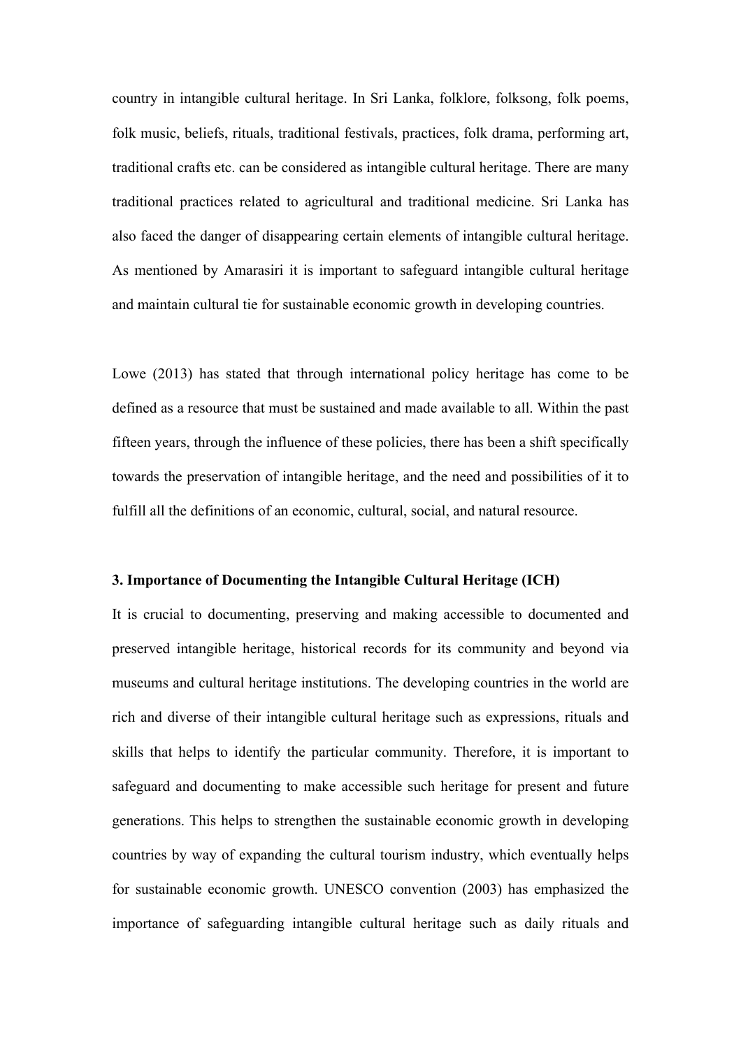country in intangible cultural heritage. In Sri Lanka, folklore, folksong, folk poems, folk music, beliefs, rituals, traditional festivals, practices, folk drama, performing art, traditional crafts etc. can be considered as intangible cultural heritage. There are many traditional practices related to agricultural and traditional medicine. Sri Lanka has also faced the danger of disappearing certain elements of intangible cultural heritage. As mentioned by Amarasiri it is important to safeguard intangible cultural heritage and maintain cultural tie for sustainable economic growth in developing countries.

Lowe (2013) has stated that through international policy heritage has come to be defined as a resource that must be sustained and made available to all. Within the past fifteen years, through the influence of these policies, there has been a shift specifically towards the preservation of intangible heritage, and the need and possibilities of it to fulfill all the definitions of an economic, cultural, social, and natural resource.

### 3. Importance of Documenting the Intangible Cultural Heritage (ICH)

It is crucial to documenting, preserving and making accessible to documented and preserved intangible heritage, historical records for its community and beyond via museums and cultural heritage institutions. The developing countries in the world are rich and diverse of their intangible cultural heritage such as expressions, rituals and skills that helps to identify the particular community. Therefore, it is important to safeguard and documenting to make accessible such heritage for present and future generations. This helps to strengthen the sustainable economic growth in developing countries by way of expanding the cultural tourism industry, which eventually helps for sustainable economic growth. UNESCO convention (2003) has emphasized the importance of safeguarding intangible cultural heritage such as daily rituals and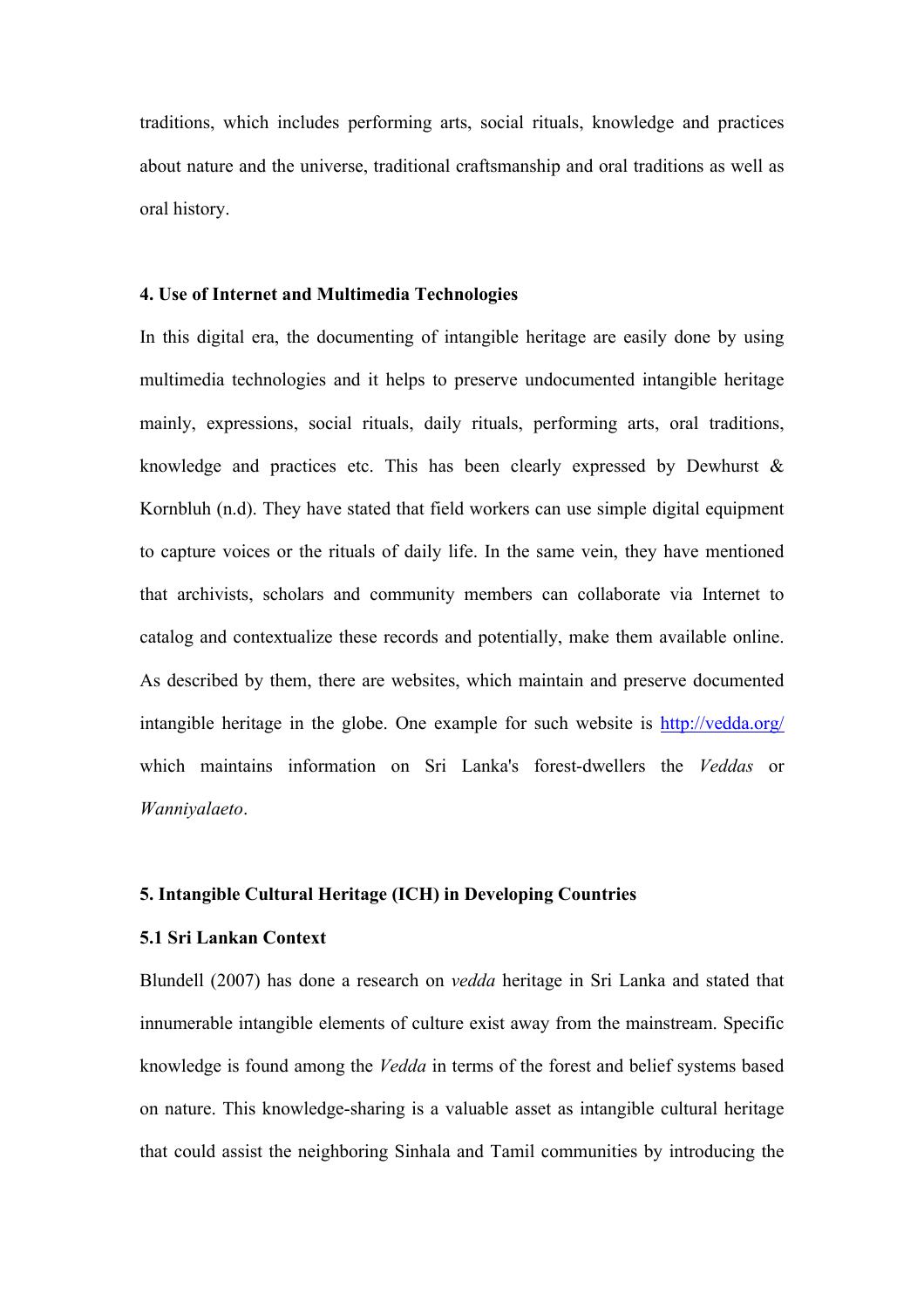traditions, which includes performing arts, social rituals, knowledge and practices about nature and the universe, traditional craftsmanship and oral traditions as well as oral history.

## 4. Use of Internet and Multimedia Technologies

In this digital era, the documenting of intangible heritage are easily done by using multimedia technologies and it helps to preserve undocumented intangible heritage mainly, expressions, social rituals, daily rituals, performing arts, oral traditions, knowledge and practices etc. This has been clearly expressed by Dewhurst & Kornbluh (n.d). They have stated that field workers can use simple digital equipment to capture voices or the rituals of daily life. In the same vein, they have mentioned that archivists, scholars and community members can collaborate via Internet to catalog and contextualize these records and potentially, make them available online. As described by them, there are websites, which maintain and preserve documented intangible heritage in the globe. One example for such website is [http://vedda.org/](http://vedda.org/) which maintains information on Sri Lanka's forest-dwellers the *Veddas* or *Wanniyalaeto*.

## 5. Intangible Cultural Heritage (ICH) in Developing Countries

### 5.1 Sri Lankan Context

Blundell (2007) has done a research on *vedda* heritage in Sri Lanka and stated that innumerable intangible elements of culture exist away from the mainstream. Specific knowledge is found among the *Vedda* in terms of the forest and belief systems based on nature. This knowledge-sharing is a valuable asset as intangible cultural heritage that could assist the neighboring Sinhala and Tamil communities by introducing the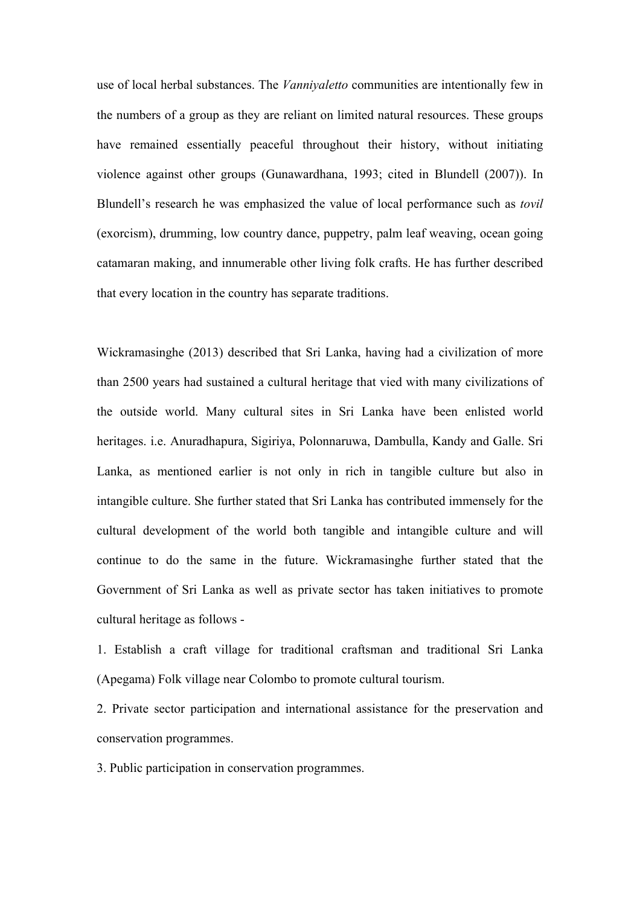use of local herbal substances. The *Vanniyaletto* communities are intentionally few in the numbers of a group as they are reliant on limited natural resources. These groups have remained essentially peaceful throughout their history, without initiating violence against other groups (Gunawardhana, 1993; cited in Blundell (2007)). In Blundell's research he was emphasized the value of local performance such as *tovil* (exorcism), drumming, low country dance, puppetry, palm leaf weaving, ocean going catamaran making, and innumerable other living folk crafts. He has further described that every location in the country has separate traditions.

Wickramasinghe (2013) described that Sri Lanka, having had a civilization of more than 2500 years had sustained a cultural heritage that vied with many civilizations of the outside world. Many cultural sites in Sri Lanka have been enlisted world heritages. i.e. Anuradhapura, Sigiriya, Polonnaruwa, Dambulla, Kandy and Galle. Sri Lanka, as mentioned earlier is not only in rich in tangible culture but also in intangible culture. She further stated that Sri Lanka has contributed immensely for the cultural development of the world both tangible and intangible culture and will continue to do the same in the future. Wickramasinghe further stated that the Government of Sri Lanka as well as private sector has taken initiatives to promote cultural heritage as follows -

1. Establish a craft village for traditional craftsman and traditional Sri Lanka (Apegama) Folk village near Colombo to promote cultural tourism.
2. Private sector participation and international assistance for the preservation and conservation programmes.
3. Public participation in conservation programmes.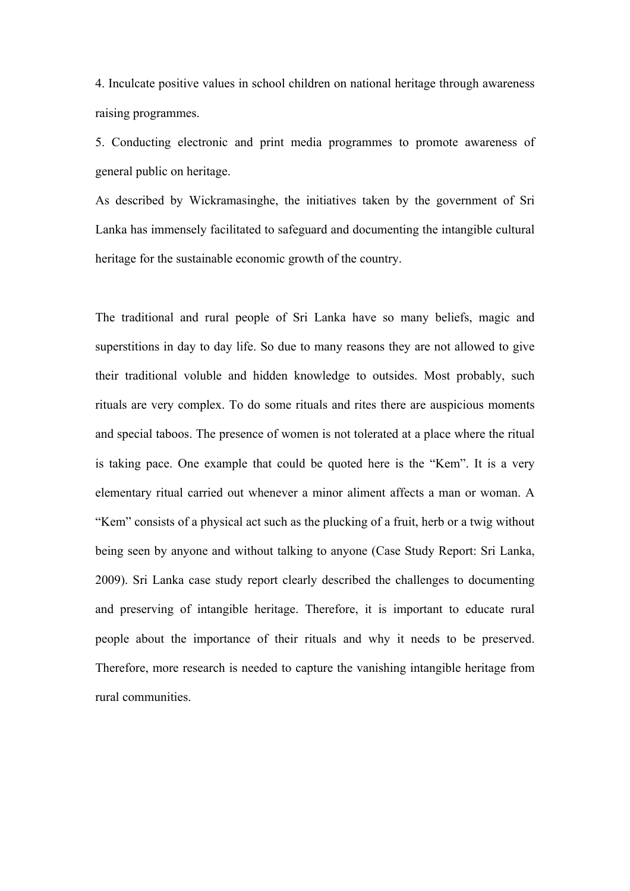4. Inculcate positive values in school children on national heritage through awareness raising programmes.

5. Conducting electronic and print media programmes to promote awareness of general public on heritage.

As described by Wickramasinghe, the initiatives taken by the government of Sri Lanka has immensely facilitated to safeguard and documenting the intangible cultural heritage for the sustainable economic growth of the country.

The traditional and rural people of Sri Lanka have so many beliefs, magic and superstitions in day to day life. So due to many reasons they are not allowed to give their traditional voluble and hidden knowledge to outsides. Most probably, such rituals are very complex. To do some rituals and rites there are auspicious moments and special taboos. The presence of women is not tolerated at a place where the ritual is taking pace. One example that could be quoted here is the "Kem". It is a very elementary ritual carried out whenever a minor aliment affects a man or woman. A "Kem" consists of a physical act such as the plucking of a fruit, herb or a twig without being seen by anyone and without talking to anyone (Case Study Report: Sri Lanka, 2009). Sri Lanka case study report clearly described the challenges to documenting and preserving of intangible heritage. Therefore, it is important to educate rural people about the importance of their rituals and why it needs to be preserved. Therefore, more research is needed to capture the vanishing intangible heritage from rural communities.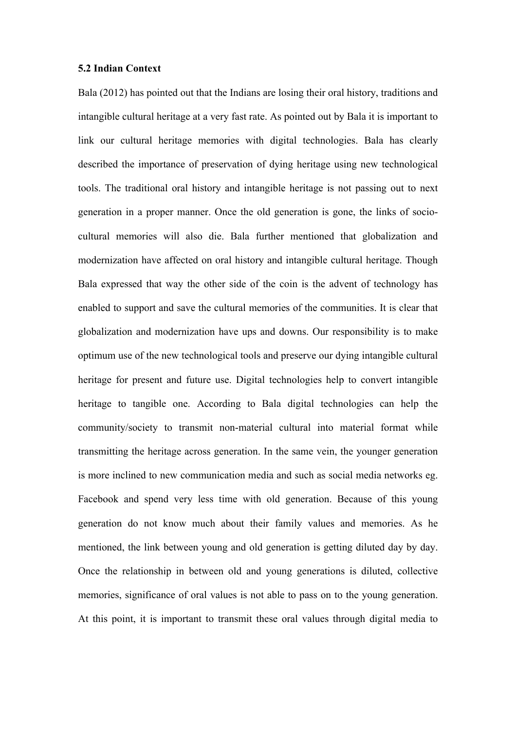**5.2 Indian Context**

Bala (2012) has pointed out that the Indians are losing their oral history, traditions and intangible cultural heritage at a very fast rate. As pointed out by Bala it is important to link our cultural heritage memories with digital technologies. Bala has clearly described the importance of preservation of dying heritage using new technological tools. The traditional oral history and intangible heritage is not passing out to next generation in a proper manner. Once the old generation is gone, the links of socio-cultural memories will also die. Bala further mentioned that globalization and modernization have affected on oral history and intangible cultural heritage. Though Bala expressed that way the other side of the coin is the advent of technology has enabled to support and save the cultural memories of the communities. It is clear that globalization and modernization have ups and downs. Our responsibility is to make optimum use of the new technological tools and preserve our dying intangible cultural heritage for present and future use. Digital technologies help to convert intangible heritage to tangible one. According to Bala digital technologies can help the community/society to transmit non-material cultural into material format while transmitting the heritage across generation. In the same vein, the younger generation is more inclined to new communication media and such as social media networks eg. Facebook and spend very less time with old generation. Because of this young generation do not know much about their family values and memories. As he mentioned, the link between young and old generation is getting diluted day by day. Once the relationship in between old and young generations is diluted, collective memories, significance of oral values is not able to pass on to the young generation. At this point, it is important to transmit these oral values through digital media to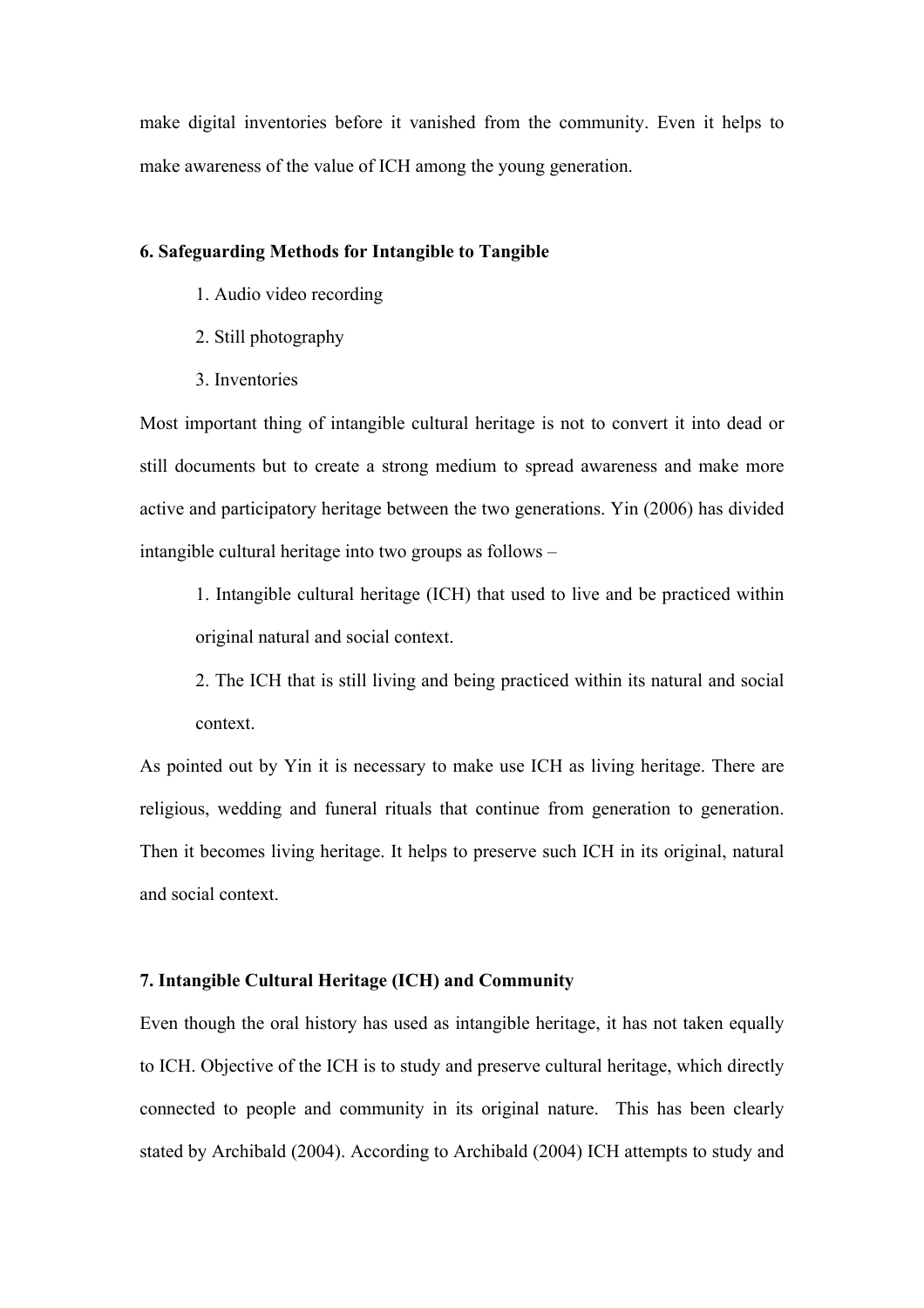make digital inventories before it vanished from the community. Even it helps to make awareness of the value of ICH among the young generation.

### 6. Safeguarding Methods for Intangible to Tangible

1. Audio video recording
2. Still photography
3. Inventories

Most important thing of intangible cultural heritage is not to convert it into dead or still documents but to create a strong medium to spread awareness and make more active and participatory heritage between the two generations. Yin (2006) has divided intangible cultural heritage into two groups as follows –

1. Intangible cultural heritage (ICH) that used to live and be practiced within original natural and social context.
2. The ICH that is still living and being practiced within its natural and social context.

As pointed out by Yin it is necessary to make use ICH as living heritage. There are religious, wedding and funeral rituals that continue from generation to generation. Then it becomes living heritage. It helps to preserve such ICH in its original, natural and social context.

### 7. Intangible Cultural Heritage (ICH) and Community

Even though the oral history has used as intangible heritage, it has not taken equally to ICH. Objective of the ICH is to study and preserve cultural heritage, which directly connected to people and community in its original nature. This has been clearly stated by Archibald (2004). According to Archibald (2004) ICH attempts to study and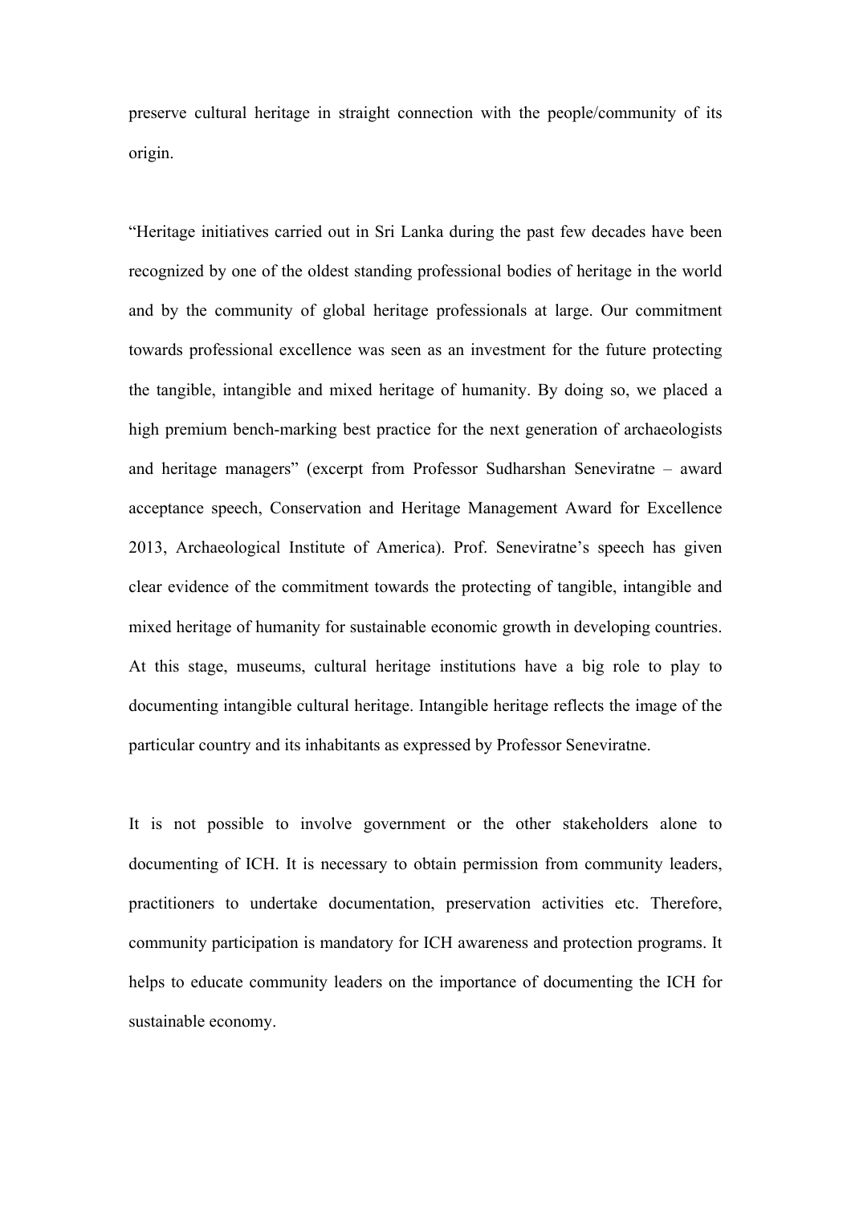preserve cultural heritage in straight connection with the people/community of its origin.

"Heritage initiatives carried out in Sri Lanka during the past few decades have been recognized by one of the oldest standing professional bodies of heritage in the world and by the community of global heritage professionals at large. Our commitment towards professional excellence was seen as an investment for the future protecting the tangible, intangible and mixed heritage of humanity. By doing so, we placed a high premium bench-marking best practice for the next generation of archaeologists and heritage managers" (excerpt from Professor Sudharshan Seneviratne – award acceptance speech, Conservation and Heritage Management Award for Excellence 2013, Archaeological Institute of America). Prof. Seneviratne's speech has given clear evidence of the commitment towards the protecting of tangible, intangible and mixed heritage of humanity for sustainable economic growth in developing countries. At this stage, museums, cultural heritage institutions have a big role to play to documenting intangible cultural heritage. Intangible heritage reflects the image of the particular country and its inhabitants as expressed by Professor Seneviratne.

It is not possible to involve government or the other stakeholders alone to documenting of ICH. It is necessary to obtain permission from community leaders, practitioners to undertake documentation, preservation activities etc. Therefore, community participation is mandatory for ICH awareness and protection programs. It helps to educate community leaders on the importance of documenting the ICH for sustainable economy.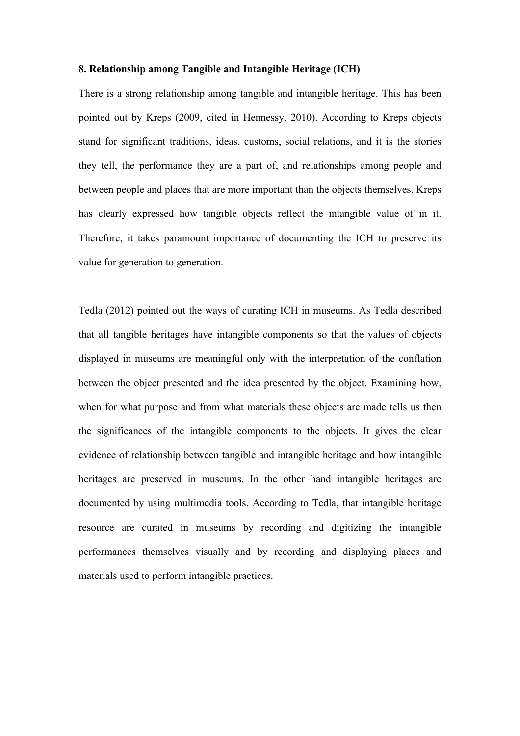**8. Relationship among Tangible and Intangible Heritage (ICH)**

There is a strong relationship among tangible and intangible heritage. This has been pointed out by Kreps (2009, cited in Hennessy, 2010). According to Kreps objects stand for significant traditions, ideas, customs, social relations, and it is the stories they tell, the performance they are a part of, and relationships among people and between people and places that are more important than the objects themselves. Kreps has clearly expressed how tangible objects reflect the intangible value of in it. Therefore, it takes paramount importance of documenting the ICH to preserve its value for generation to generation.

Tedla (2012) pointed out the ways of curating ICH in museums. As Tedla described that all tangible heritages have intangible components so that the values of objects displayed in museums are meaningful only with the interpretation of the conflation between the object presented and the idea presented by the object. Examining how, when for what purpose and from what materials these objects are made tells us then the significances of the intangible components to the objects. It gives the clear evidence of relationship between tangible and intangible heritage and how intangible heritages are preserved in museums. In the other hand intangible heritages are documented by using multimedia tools. According to Tedla, that intangible heritage resource are curated in museums by recording and digitizing the intangible performances themselves visually and by recording and displaying places and materials used to perform intangible practices.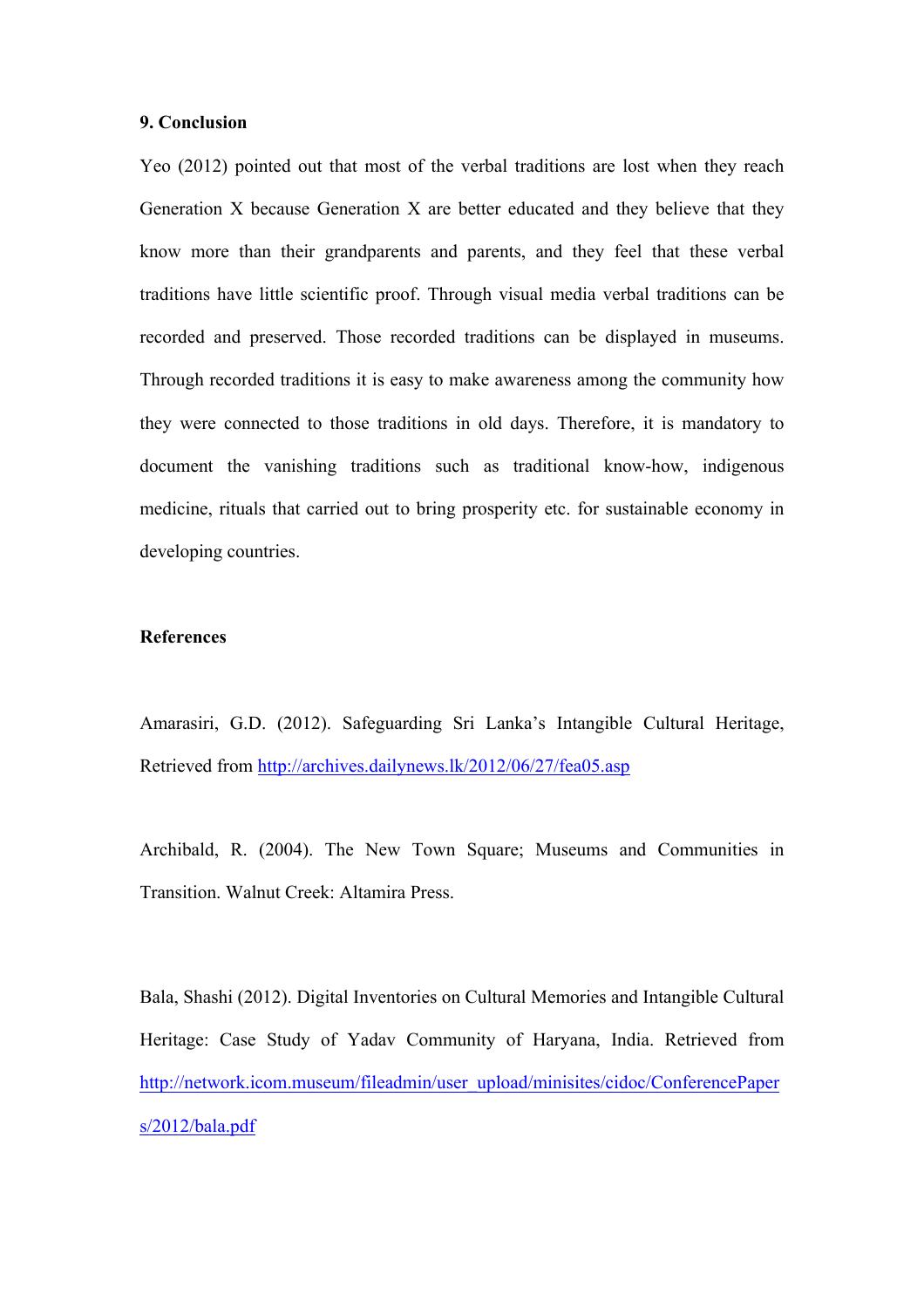## 9. Conclusion

Yeo (2012) pointed out that most of the verbal traditions are lost when they reach Generation X because Generation X are better educated and they believe that they know more than their grandparents and parents, and they feel that these verbal traditions have little scientific proof. Through visual media verbal traditions can be recorded and preserved. Those recorded traditions can be displayed in museums. Through recorded traditions it is easy to make awareness among the community how they were connected to those traditions in old days. Therefore, it is mandatory to document the vanishing traditions such as traditional know-how, indigenous medicine, rituals that carried out to bring prosperity etc. for sustainable economy in developing countries.

## References

Amarasiri, G.D. (2012). Safeguarding Sri Lanka's Intangible Cultural Heritage, Retrieved from http://archives.dailynews.lk/2012/06/27/fea05.asp

Archibald, R. (2004). The New Town Square; Museums and Communities in Transition. Walnut Creek: Altamira Press.

Bala, Shashi (2012). Digital Inventories on Cultural Memories and Intangible Cultural Heritage: Case Study of Yadav Community of Haryana, India. Retrieved from http://network.icom.museum/fileadmin/user_upload/minisites/cidoc/ConferencePapers/2012/bala.pdf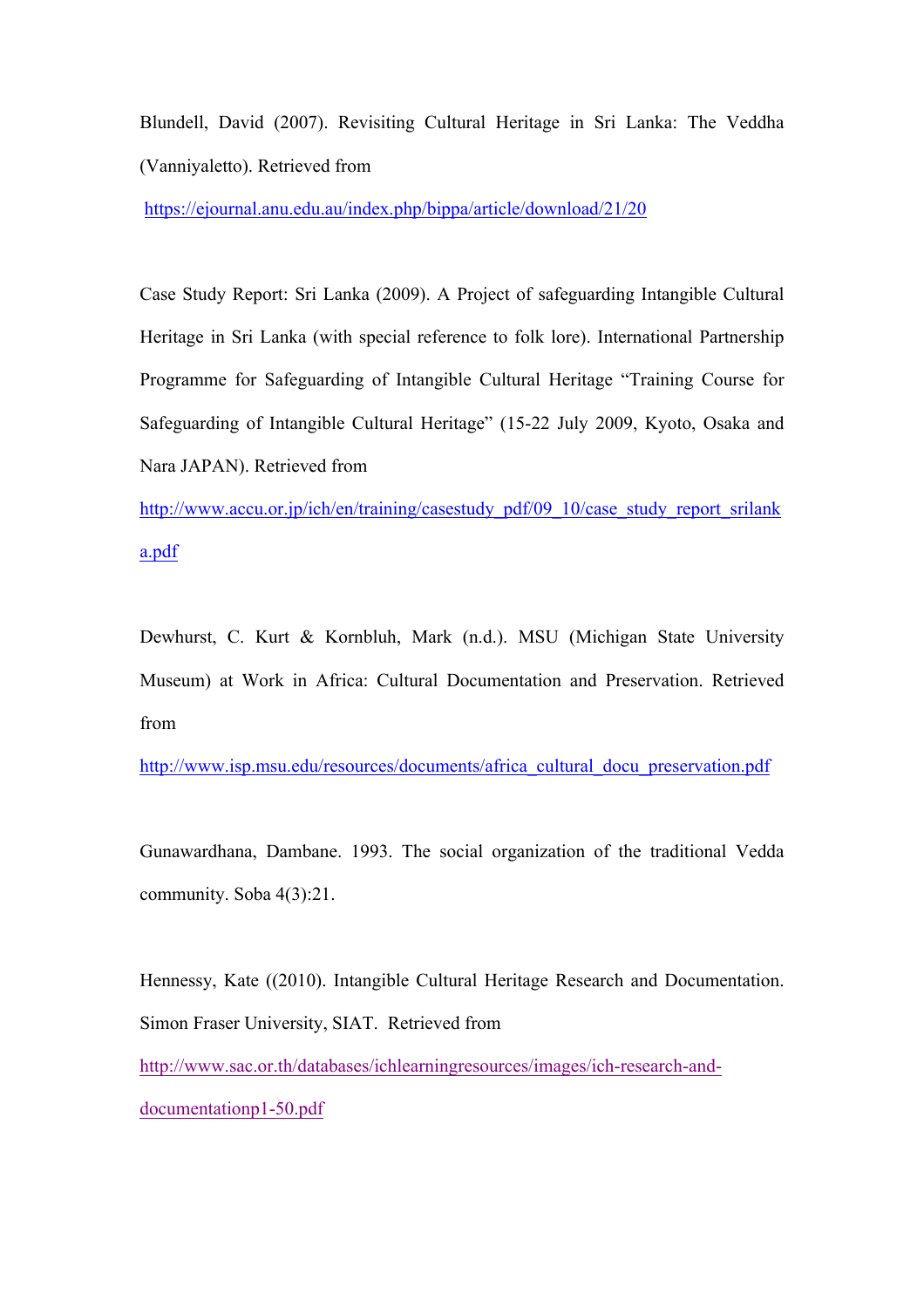Blundell, David (2007). Revisiting Cultural Heritage in Sri Lanka: The Veddha (Vanniyaletto). Retrieved from

https://ejournal.anu.edu.au/index.php/bippa/article/download/21/20

Case Study Report: Sri Lanka (2009). A Project of safeguarding Intangible Cultural Heritage in Sri Lanka (with special reference to folk lore). International Partnership Programme for Safeguarding of Intangible Cultural Heritage "Training Course for Safeguarding of Intangible Cultural Heritage" (15-22 July 2009, Kyoto, Osaka and Nara JAPAN). Retrieved from

http://www.accu.or.jp/ich/en/training/casestudy_pdf/09_10/case_study_report_srilanka.pdf

Dewhurst, C. Kurt & Kornbluh, Mark (n.d.). MSU (Michigan State University Museum) at Work in Africa: Cultural Documentation and Preservation. Retrieved from

http://www.isp.msu.edu/resources/documents/africa_cultural_docu_preservation.pdf

Gunawardhana, Dambane. 1993. The social organization of the traditional Vedda community. Soba 4(3):21.

Hennessy, Kate ((2010). Intangible Cultural Heritage Research and Documentation. Simon Fraser University, SIAT. Retrieved from

http://www.sac.or.th/databases/ichlearningresources/images/ich-research-and-documentationp1-50.pdf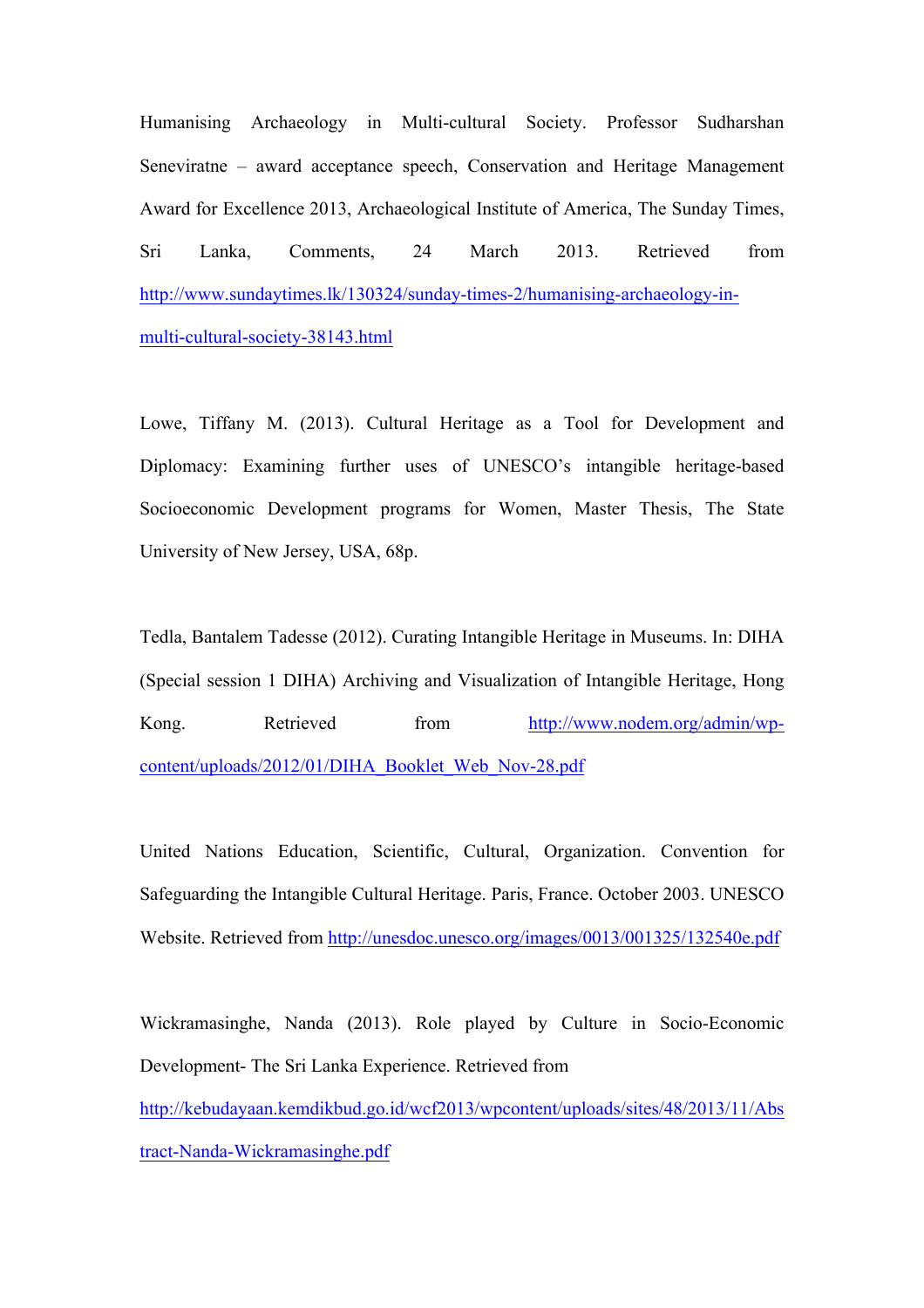Humanising Archaeology in Multi-cultural Society. Professor Sudharshan Seneviratne – award acceptance speech, Conservation and Heritage Management Award for Excellence 2013, Archaeological Institute of America, The Sunday Times, Sri Lanka, Comments, 24 March 2013. Retrieved from http://www.sundaytimes.lk/130324/sunday-times-2/humanising-archaeology-in-multi-cultural-society-38143.html

Lowe, Tiffany M. (2013). Cultural Heritage as a Tool for Development and Diplomacy: Examining further uses of UNESCO's intangible heritage-based Socioeconomic Development programs for Women, Master Thesis, The State University of New Jersey, USA, 68p.

Tedla, Bantalem Tadesse (2012). Curating Intangible Heritage in Museums. In: DIHA (Special session 1 DIHA) Archiving and Visualization of Intangible Heritage, Hong Kong. Retrieved from http://www.nodem.org/admin/wp-content/uploads/2012/01/DIHA_Booklet_Web_Nov-28.pdf

United Nations Education, Scientific, Cultural, Organization. Convention for Safeguarding the Intangible Cultural Heritage. Paris, France. October 2003. UNESCO Website. Retrieved from http://unesdoc.unesco.org/images/0013/001325/132540e.pdf

Wickramasinghe, Nanda (2013). Role played by Culture in Socio-Economic Development- The Sri Lanka Experience. Retrieved from http://kebudayaan.kemdikbud.go.id/wcf2013/wpcontent/uploads/sites/48/2013/11/Abstract-Nanda-Wickramasinghe.pdf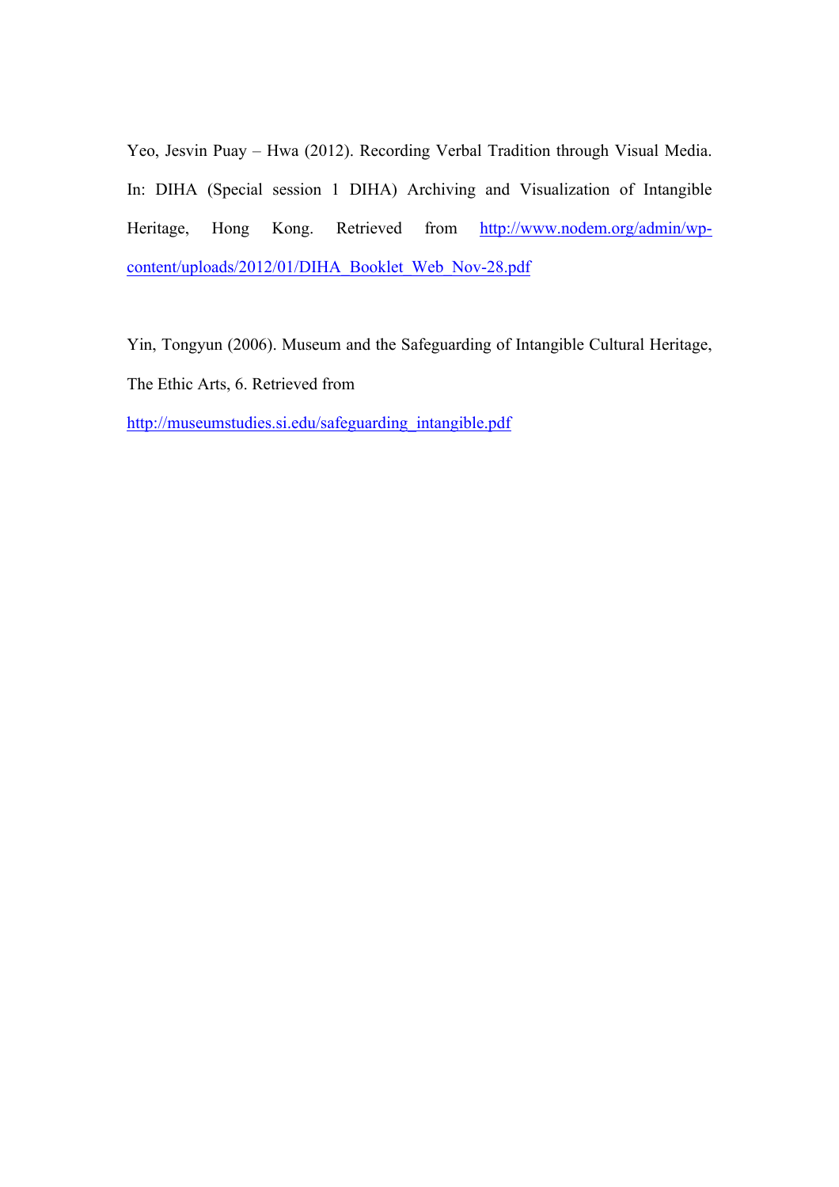Yeo, Jesvin Puay – Hwa (2012). Recording Verbal Tradition through Visual Media. In: DIHA (Special session 1 DIHA) Archiving and Visualization of Intangible Heritage, Hong Kong. Retrieved from http://www.nodem.org/admin/wp-content/uploads/2012/01/DIHA_Booklet_Web_Nov-28.pdf

Yin, Tongyun (2006). Museum and the Safeguarding of Intangible Cultural Heritage, The Ethic Arts, 6. Retrieved from http://museumstudies.si.edu/safeguarding_intangible.pdf